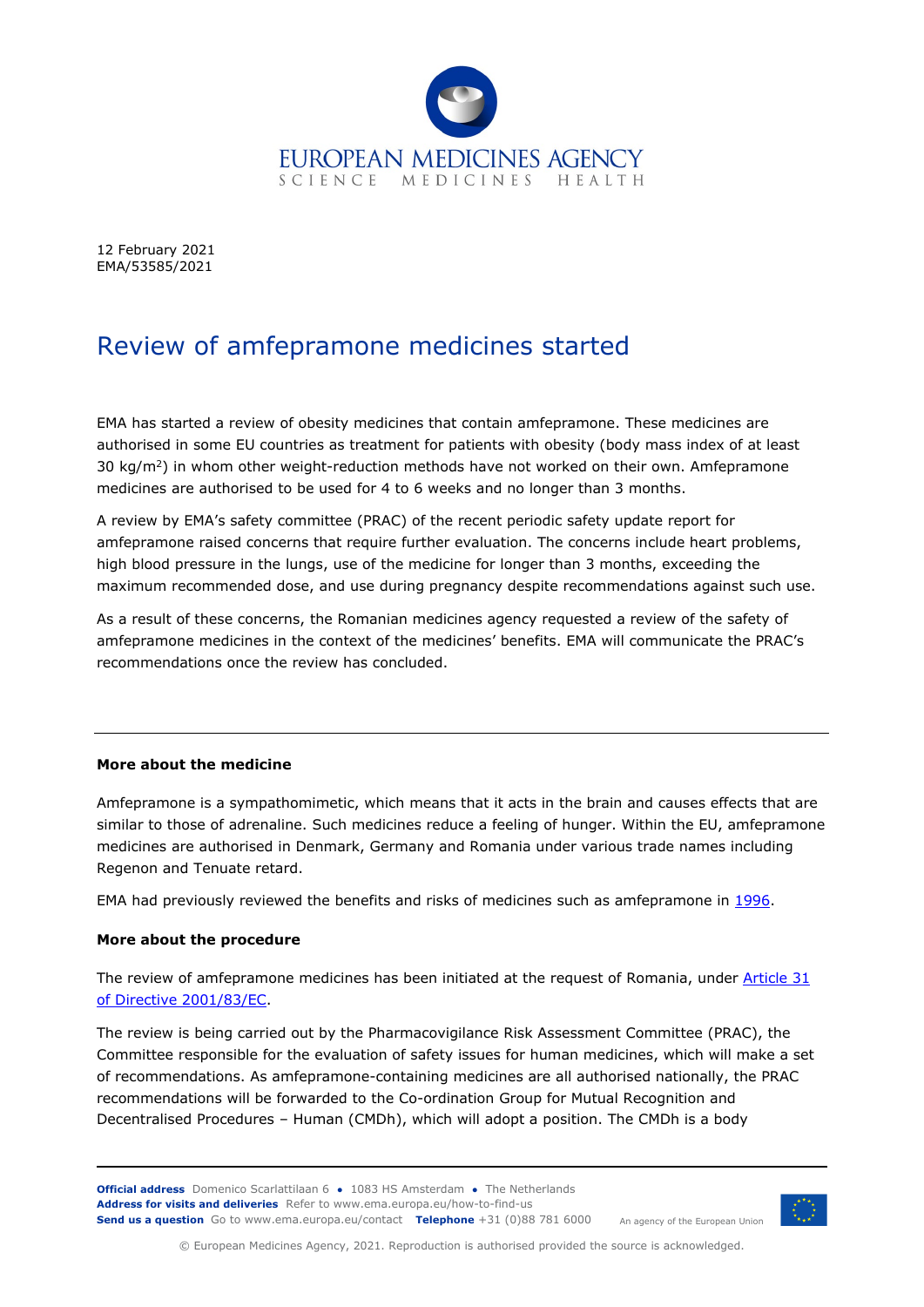12 February 2021
EMA/53585/2021

# Review of amfepramone medicines started

EMA has started a review of obesity medicines that contain amfepramone. These medicines are authorised in some EU countries as treatment for patients with obesity (body mass index of at least 30 $kg/m^2$) in whom other weight-reduction methods have not worked on their own. Amfepramone medicines are authorised to be used for 4 to 6 weeks and no longer than 3 months.

A review by EMA's safety committee (PRAC) of the recent periodic safety update report for amfepramone raised concerns that require further evaluation. The concerns include heart problems, high blood pressure in the lungs, use of the medicine for longer than 3 months, exceeding the maximum recommended dose, and use during pregnancy despite recommendations against such use.

As a result of these concerns, the Romanian medicines agency requested a review of the safety of amfepramone medicines in the context of the medicines' benefits. EMA will communicate the PRAC's recommendations once the review has concluded.

---

**More about the medicine**

Amfepramone is a sympathomimetic, which means that it acts in the brain and causes effects that are similar to those of adrenaline. Such medicines reduce a feeling of hunger. Within the EU, amfepramone medicines are authorised in Denmark, Germany and Romania under various trade names including Regenon and Tenuate retard.

EMA had previously reviewed the benefits and risks of medicines such as amfepramone in 1996.

**More about the procedure**

The review of amfepramone medicines has been initiated at the request of Romania, under Article 31 of Directive 2001/83/EC.

The review is being carried out by the Pharmacovigilance Risk Assessment Committee (PRAC), the Committee responsible for the evaluation of safety issues for human medicines, which will make a set of recommendations. As amfepramone-containing medicines are all authorised nationally, the PRAC recommendations will be forwarded to the Co-ordination Group for Mutual Recognition and Decentralised Procedures – Human (CMDh), which will adopt a position. The CMDh is a body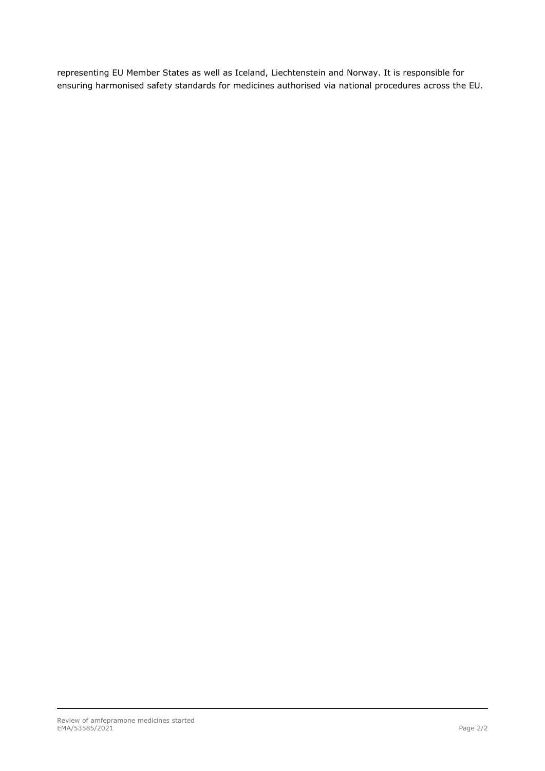representing EU Member States as well as Iceland, Liechtenstein and Norway. It is responsible for ensuring harmonised safety standards for medicines authorised via national procedures across the EU.